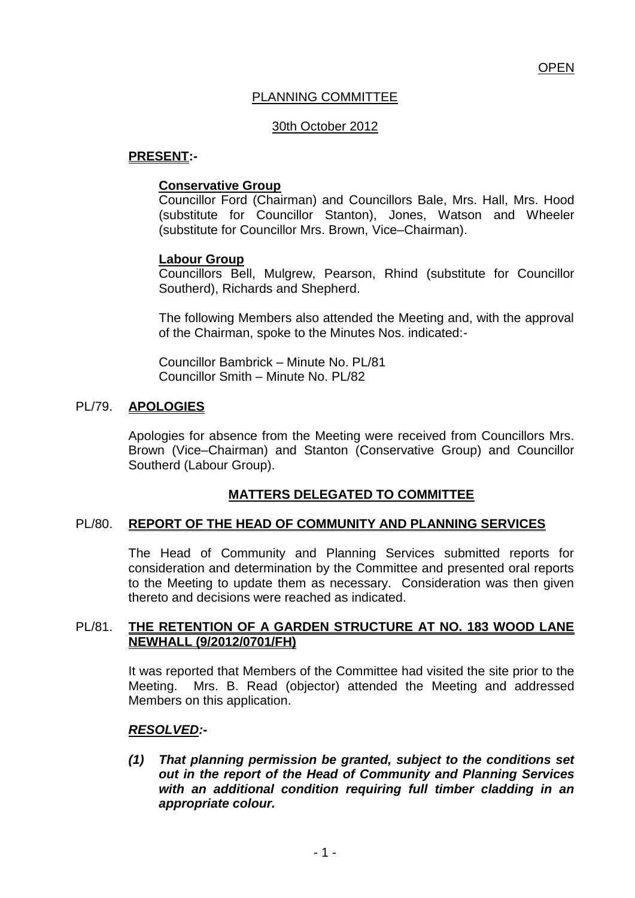OPEN

# PLANNING COMMITTEE

## 30th October 2012

**PRESENT:-**

**Conservative Group**
Councillor Ford (Chairman) and Councillors Bale, Mrs. Hall, Mrs. Hood (substitute for Councillor Stanton), Jones, Watson and Wheeler (substitute for Councillor Mrs. Brown, Vice–Chairman).

**Labour Group**
Councillors Bell, Mulgrew, Pearson, Rhind (substitute for Councillor Southerd), Richards and Shepherd.

The following Members also attended the Meeting and, with the approval of the Chairman, spoke to the Minutes Nos. indicated:-

Councillor Bambrick – Minute No. PL/81
Councillor Smith – Minute No. PL/82

### PL/79. APOLOGIES

Apologies for absence from the Meeting were received from Councillors Mrs. Brown (Vice–Chairman) and Stanton (Conservative Group) and Councillor Southerd (Labour Group).

## MATTERS DELEGATED TO COMMITTEE

### PL/80. REPORT OF THE HEAD OF COMMUNITY AND PLANNING SERVICES

The Head of Community and Planning Services submitted reports for consideration and determination by the Committee and presented oral reports to the Meeting to update them as necessary. Consideration was then given thereto and decisions were reached as indicated.

### PL/81. THE RETENTION OF A GARDEN STRUCTURE AT NO. 183 WOOD LANE NEWHALL (9/2012/0701/FH)

It was reported that Members of the Committee had visited the site prior to the Meeting. Mrs. B. Read (objector) attended the Meeting and addressed Members on this application.

***RESOLVED:-***

***(1) That planning permission be granted, subject to the conditions set out in the report of the Head of Community and Planning Services with an additional condition requiring full timber cladding in an appropriate colour.***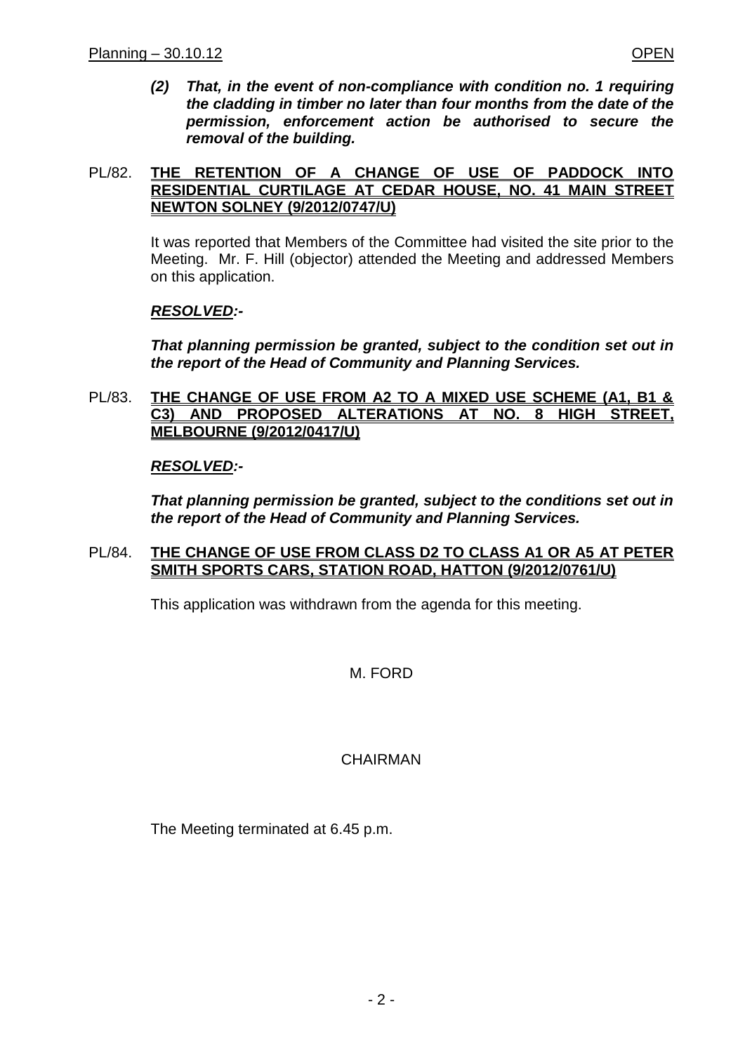***(2) That, in the event of non-compliance with condition no. 1 requiring the cladding in timber no later than four months from the date of the permission, enforcement action be authorised to secure the removal of the building.***

PL/82. **THE RETENTION OF A CHANGE OF USE OF PADDOCK INTO RESIDENTIAL CURTILAGE AT CEDAR HOUSE, NO. 41 MAIN STREET NEWTON SOLNEY (9/2012/0747/U)**

It was reported that Members of the Committee had visited the site prior to the Meeting. Mr. F. Hill (objector) attended the Meeting and addressed Members on this application.

***RESOLVED:-***

***That planning permission be granted, subject to the condition set out in the report of the Head of Community and Planning Services.***

PL/83. **THE CHANGE OF USE FROM A2 TO A MIXED USE SCHEME (A1, B1 & C3) AND PROPOSED ALTERATIONS AT NO. 8 HIGH STREET, MELBOURNE (9/2012/0417/U)**

***RESOLVED:-***

***That planning permission be granted, subject to the conditions set out in the report of the Head of Community and Planning Services.***

PL/84. **THE CHANGE OF USE FROM CLASS D2 TO CLASS A1 OR A5 AT PETER SMITH SPORTS CARS, STATION ROAD, HATTON (9/2012/0761/U)**

This application was withdrawn from the agenda for this meeting.

M. FORD

CHAIRMAN

The Meeting terminated at 6.45 p.m.